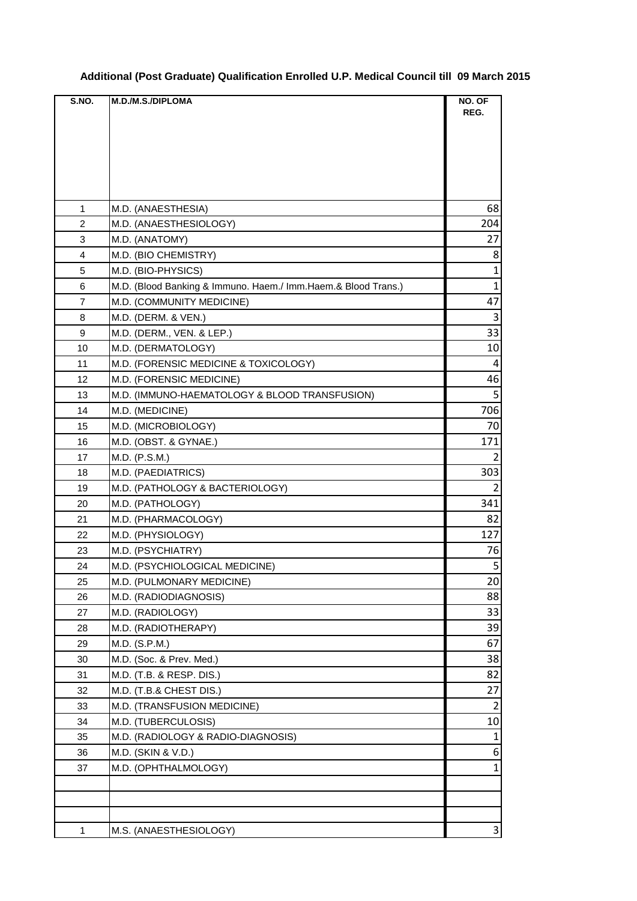# Additional (Post Graduate) Qualification Enrolled U.P. Medical Council till 09 March 2015

| S.NO. | M.D./M.S./DIPLOMA | NO. OF REG. |
|---|---|---|
| 1 | M.D. (ANAESTHESIA) | 68 |
| 2 | M.D. (ANAESTHESIOLOGY) | 204 |
| 3 | M.D. (ANATOMY) | 27 |
| 4 | M.D. (BIO CHEMISTRY) | 8 |
| 5 | M.D. (BIO-PHYSICS) | 1 |
| 6 | M.D. (Blood Banking & Immuno. Haem./ Imm.Haem.& Blood Trans.) | 1 |
| 7 | M.D. (COMMUNITY MEDICINE) | 47 |
| 8 | M.D. (DERM. & VEN.) | 3 |
| 9 | M.D. (DERM., VEN. & LEP.) | 33 |
| 10 | M.D. (DERMATOLOGY) | 10 |
| 11 | M.D. (FORENSIC MEDICINE & TOXICOLOGY) | 4 |
| 12 | M.D. (FORENSIC MEDICINE) | 46 |
| 13 | M.D. (IMMUNO-HAEMATOLOGY & BLOOD TRANSFUSION) | 5 |
| 14 | M.D. (MEDICINE) | 706 |
| 15 | M.D. (MICROBIOLOGY) | 70 |
| 16 | M.D. (OBST. & GYNAE.) | 171 |
| 17 | M.D. (P.S.M.) | 2 |
| 18 | M.D. (PAEDIATRICS) | 303 |
| 19 | M.D. (PATHOLOGY & BACTERIOLOGY) | 2 |
| 20 | M.D. (PATHOLOGY) | 341 |
| 21 | M.D. (PHARMACOLOGY) | 82 |
| 22 | M.D. (PHYSIOLOGY) | 127 |
| 23 | M.D. (PSYCHIATRY) | 76 |
| 24 | M.D. (PSYCHIOLOGICAL MEDICINE) | 5 |
| 25 | M.D. (PULMONARY MEDICINE) | 20 |
| 26 | M.D. (RADIODIAGNOSIS) | 88 |
| 27 | M.D. (RADIOLOGY) | 33 |
| 28 | M.D. (RADIOTHERAPY) | 39 |
| 29 | M.D. (S.P.M.) | 67 |
| 30 | M.D. (Soc. & Prev. Med.) | 38 |
| 31 | M.D. (T.B. & RESP. DIS.) | 82 |
| 32 | M.D. (T.B.& CHEST DIS.) | 27 |
| 33 | M.D. (TRANSFUSION MEDICINE) | 2 |
| 34 | M.D. (TUBERCULOSIS) | 10 |
| 35 | M.D. (RADIOLOGY & RADIO-DIAGNOSIS) | 1 |
| 36 | M.D. (SKIN & V.D.) | 6 |
| 37 | M.D. (OPHTHALMOLOGY) | 1 |
| | | |
| | | |
| | | |
| 1 | M.S. (ANAESTHESIOLOGY) | 3 |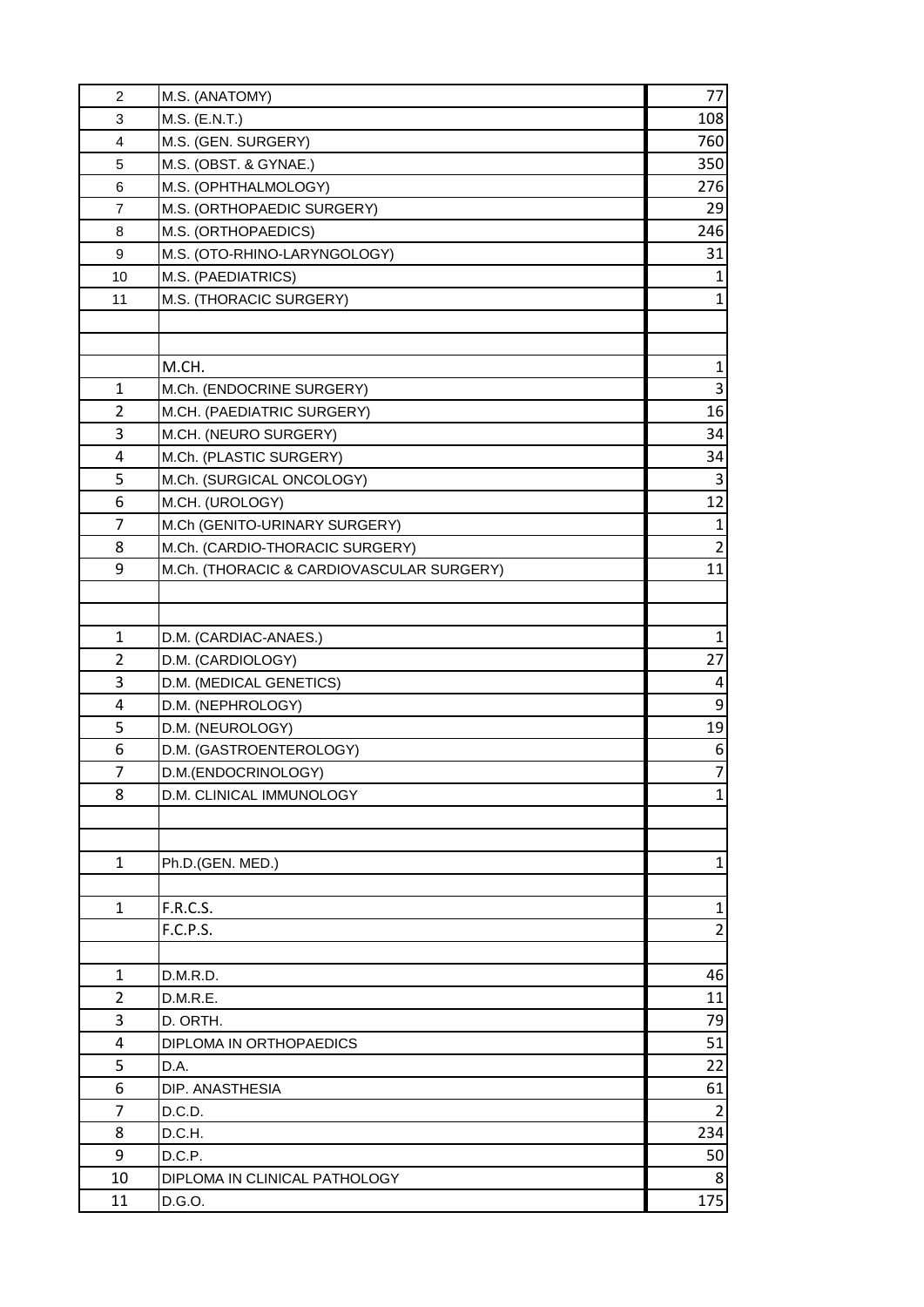| | | |
|---|---|---|
| 2 | M.S. (ANATOMY) | 77 |
| 3 | M.S. (E.N.T.) | 108 |
| 4 | M.S. (GEN. SURGERY) | 760 |
| 5 | M.S. (OBST. & GYNAE.) | 350 |
| 6 | M.S. (OPHTHALMOLOGY) | 276 |
| 7 | M.S. (ORTHOPAEDIC SURGERY) | 29 |
| 8 | M.S. (ORTHOPAEDICS) | 246 |
| 9 | M.S. (OTO-RHINO-LARYNGOLOGY) | 31 |
| 10 | M.S. (PAEDIATRICS) | 1 |
| 11 | M.S. (THORACIC SURGERY) | 1 |
| | | |
| | | |
| | M.CH. | 1 |
| 1 | M.Ch. (ENDOCRINE SURGERY) | 3 |
| 2 | M.CH. (PAEDIATRIC SURGERY) | 16 |
| 3 | M.CH. (NEURO SURGERY) | 34 |
| 4 | M.Ch. (PLASTIC SURGERY) | 34 |
| 5 | M.Ch. (SURGICAL ONCOLOGY) | 3 |
| 6 | M.CH. (UROLOGY) | 12 |
| 7 | M.Ch (GENITO-URINARY SURGERY) | 1 |
| 8 | M.Ch. (CARDIO-THORACIC SURGERY) | 2 |
| 9 | M.Ch. (THORACIC & CARDIOVASCULAR SURGERY) | 11 |
| | | |
| | | |
| 1 | D.M. (CARDIAC-ANAES.) | 1 |
| 2 | D.M. (CARDIOLOGY) | 27 |
| 3 | D.M. (MEDICAL GENETICS) | 4 |
| 4 | D.M. (NEPHROLOGY) | 9 |
| 5 | D.M. (NEUROLOGY) | 19 |
| 6 | D.M. (GASTROENTEROLOGY) | 6 |
| 7 | D.M.(ENDOCRINOLOGY) | 7 |
| 8 | D.M. CLINICAL IMMUNOLOGY | 1 |
| | | |
| | | |
| 1 | Ph.D.(GEN. MED.) | 1 |
| | | |
| 1 | F.R.C.S. | 1 |
| | F.C.P.S. | 2 |
| | | |
| 1 | D.M.R.D. | 46 |
| 2 | D.M.R.E. | 11 |
| 3 | D. ORTH. | 79 |
| 4 | DIPLOMA IN ORTHOPAEDICS | 51 |
| 5 | D.A. | 22 |
| 6 | DIP. ANASTHESIA | 61 |
| 7 | D.C.D. | 2 |
| 8 | D.C.H. | 234 |
| 9 | D.C.P. | 50 |
| 10 | DIPLOMA IN CLINICAL PATHOLOGY | 8 |
| 11 | D.G.O. | 175 |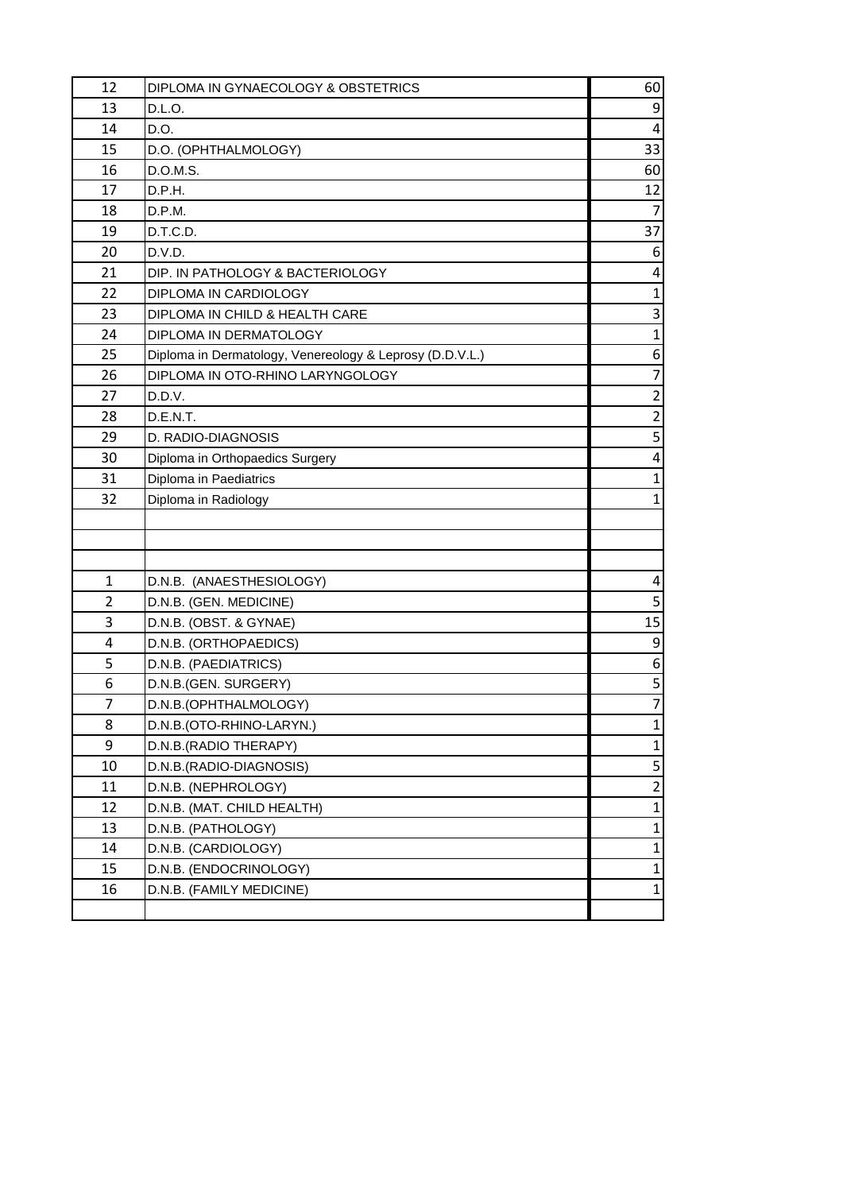| | | |
|---|---|---|
| 12 | DIPLOMA IN GYNAECOLOGY & OBSTETRICS | 60 |
| 13 | D.L.O. | 9 |
| 14 | D.O. | 4 |
| 15 | D.O. (OPHTHALMOLOGY) | 33 |
| 16 | D.O.M.S. | 60 |
| 17 | D.P.H. | 12 |
| 18 | D.P.M. | 7 |
| 19 | D.T.C.D. | 37 |
| 20 | D.V.D. | 6 |
| 21 | DIP. IN PATHOLOGY & BACTERIOLOGY | 4 |
| 22 | DIPLOMA IN CARDIOLOGY | 1 |
| 23 | DIPLOMA IN CHILD & HEALTH CARE | 3 |
| 24 | DIPLOMA IN DERMATOLOGY | 1 |
| 25 | Diploma in Dermatology, Venereology & Leprosy (D.D.V.L.) | 6 |
| 26 | DIPLOMA IN OTO-RHINO LARYNGOLOGY | 7 |
| 27 | D.D.V. | 2 |
| 28 | D.E.N.T. | 2 |
| 29 | D. RADIO-DIAGNOSIS | 5 |
| 30 | Diploma in Orthopaedics Surgery | 4 |
| 31 | Diploma in Paediatrics | 1 |
| 32 | Diploma in Radiology | 1 |
| | | |
| | | |
| | | |
| 1 | D.N.B. (ANAESTHESIOLOGY) | 4 |
| 2 | D.N.B. (GEN. MEDICINE) | 5 |
| 3 | D.N.B. (OBST. & GYNAE) | 15 |
| 4 | D.N.B. (ORTHOPAEDICS) | 9 |
| 5 | D.N.B. (PAEDIATRICS) | 6 |
| 6 | D.N.B.(GEN. SURGERY) | 5 |
| 7 | D.N.B.(OPHTHALMOLOGY) | 7 |
| 8 | D.N.B.(OTO-RHINO-LARYN.) | 1 |
| 9 | D.N.B.(RADIO THERAPY) | 1 |
| 10 | D.N.B.(RADIO-DIAGNOSIS) | 5 |
| 11 | D.N.B. (NEPHROLOGY) | 2 |
| 12 | D.N.B. (MAT. CHILD HEALTH) | 1 |
| 13 | D.N.B. (PATHOLOGY) | 1 |
| 14 | D.N.B. (CARDIOLOGY) | 1 |
| 15 | D.N.B. (ENDOCRINOLOGY) | 1 |
| 16 | D.N.B. (FAMILY MEDICINE) | 1 |
| | | |